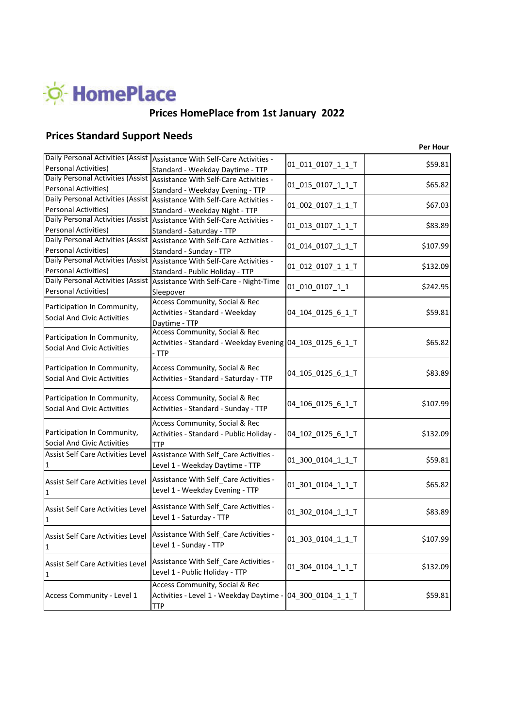# HomePlace

## Prices HomePlace from 1st January 2022

### Prices Standard Support Needs

| | | | Per Hour |
|---|---|---|---|
| Daily Personal Activities (Assist Personal Activities) | Assistance With Self-Care Activities - Standard - Weekday Daytime - TTP | 01_011_0107_1_1_T | $59.81 |
| Daily Personal Activities (Assist Personal Activities) | Assistance With Self-Care Activities - Standard - Weekday Evening - TTP | 01_015_0107_1_1_T | $65.82 |
| Daily Personal Activities (Assist Personal Activities) | Assistance With Self-Care Activities - Standard - Weekday Night - TTP | 01_002_0107_1_1_T | $67.03 |
| Daily Personal Activities (Assist Personal Activities) | Assistance With Self-Care Activities - Standard - Saturday - TTP | 01_013_0107_1_1_T | $83.89 |
| Daily Personal Activities (Assist Personal Activities) | Assistance With Self-Care Activities - Standard - Sunday - TTP | 01_014_0107_1_1_T | $107.99 |
| Daily Personal Activities (Assist Personal Activities) | Assistance With Self-Care Activities - Standard - Public Holiday - TTP | 01_012_0107_1_1_T | $132.09 |
| Daily Personal Activities (Assist Personal Activities) | Assistance With Self-Care - Night-Time Sleepover | 01_010_0107_1_1 | $242.95 |
| Participation In Community, Social And Civic Activities | Access Community, Social & Rec Activities - Standard - Weekday Daytime - TTP | 04_104_0125_6_1_T | $59.81 |
| Participation In Community, Social And Civic Activities | Access Community, Social & Rec Activities - Standard - Weekday Evening - TTP | 04_103_0125_6_1_T | $65.82 |
| Participation In Community, Social And Civic Activities | Access Community, Social & Rec Activities - Standard - Saturday - TTP | 04_105_0125_6_1_T | $83.89 |
| Participation In Community, Social And Civic Activities | Access Community, Social & Rec Activities - Standard - Sunday - TTP | 04_106_0125_6_1_T | $107.99 |
| Participation In Community, Social And Civic Activities | Access Community, Social & Rec Activities - Standard - Public Holiday - TTP | 04_102_0125_6_1_T | $132.09 |
| Assist Self Care Activities Level 1 | Assistance With Self_Care Activities - Level 1 - Weekday Daytime - TTP | 01_300_0104_1_1_T | $59.81 |
| Assist Self Care Activities Level 1 | Assistance With Self_Care Activities - Level 1 - Weekday Evening - TTP | 01_301_0104_1_1_T | $65.82 |
| Assist Self Care Activities Level 1 | Assistance With Self_Care Activities - Level 1 - Saturday - TTP | 01_302_0104_1_1_T | $83.89 |
| Assist Self Care Activities Level 1 | Assistance With Self_Care Activities - Level 1 - Sunday - TTP | 01_303_0104_1_1_T | $107.99 |
| Assist Self Care Activities Level 1 | Assistance With Self_Care Activities - Level 1 - Public Holiday - TTP | 01_304_0104_1_1_T | $132.09 |
| Access Community - Level 1 | Access Community, Social & Rec Activities - Level 1 - Weekday Daytime - TTP | 04_300_0104_1_1_T | $59.81 |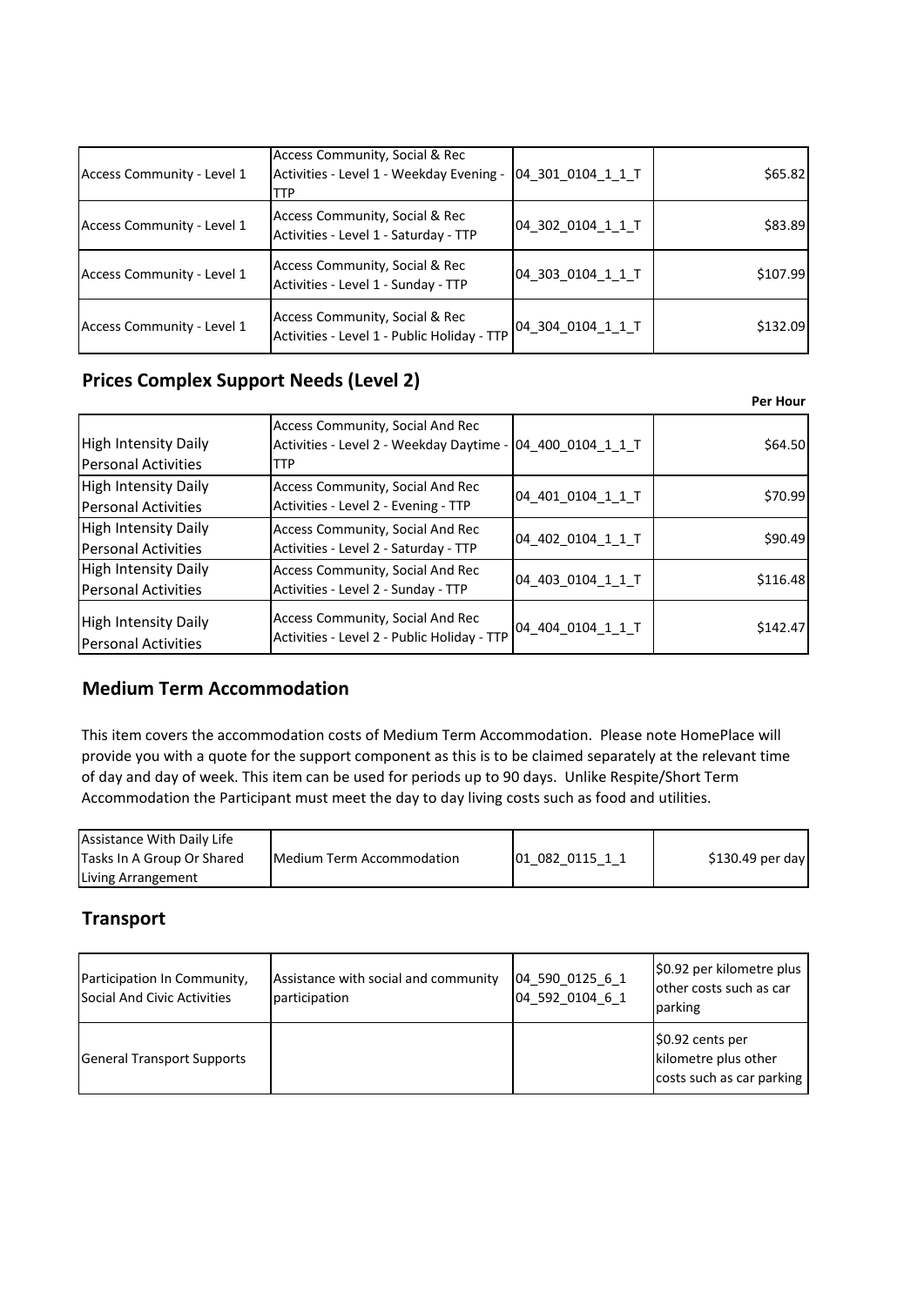| Access Community - Level 1 | Access Community, Social & Rec Activities - Level 1 - Weekday Evening - TTP | 04_301_0104_1_1_T | $65.82 |
|---|---|---|---|
| Access Community - Level 1 | Access Community, Social & Rec Activities - Level 1 - Saturday - TTP | 04_302_0104_1_1_T | $83.89 |
| Access Community - Level 1 | Access Community, Social & Rec Activities - Level 1 - Sunday - TTP | 04_303_0104_1_1_T | $107.99 |
| Access Community - Level 1 | Access Community, Social & Rec Activities - Level 1 - Public Holiday - TTP | 04_304_0104_1_1_T | $132.09 |

## Prices Complex Support Needs (Level 2)

| | | | Per Hour |
|---|---|---|---|
| High Intensity Daily Personal Activities | Access Community, Social And Rec Activities - Level 2 - Weekday Daytime - TTP | 04_400_0104_1_1_T | $64.50 |
| High Intensity Daily Personal Activities | Access Community, Social And Rec Activities - Level 2 - Evening - TTP | 04_401_0104_1_1_T | $70.99 |
| High Intensity Daily Personal Activities | Access Community, Social And Rec Activities - Level 2 - Saturday - TTP | 04_402_0104_1_1_T | $90.49 |
| High Intensity Daily Personal Activities | Access Community, Social And Rec Activities - Level 2 - Sunday - TTP | 04_403_0104_1_1_T | $116.48 |
| High Intensity Daily Personal Activities | Access Community, Social And Rec Activities - Level 2 - Public Holiday - TTP | 04_404_0104_1_1_T | $142.47 |

## Medium Term Accommodation

This item covers the accommodation costs of Medium Term Accommodation. Please note HomePlace will provide you with a quote for the support component as this is to be claimed separately at the relevant time of day and day of week. This item can be used for periods up to 90 days. Unlike Respite/Short Term Accommodation the Participant must meet the day to day living costs such as food and utilities.

| Assistance With Daily Life Tasks In A Group Or Shared Living Arrangement | Medium Term Accommodation | 01_082_0115_1_1 | $130.49 per day |
|---|---|---|---|

## Transport

| Participation In Community, Social And Civic Activities | Assistance with social and community participation | 04_590_0125_6_1 04_592_0104_6_1 | $0.92 per kilometre plus other costs such as car parking |
|---|---|---|---|
| General Transport Supports | | | $0.92 cents per kilometre plus other costs such as car parking |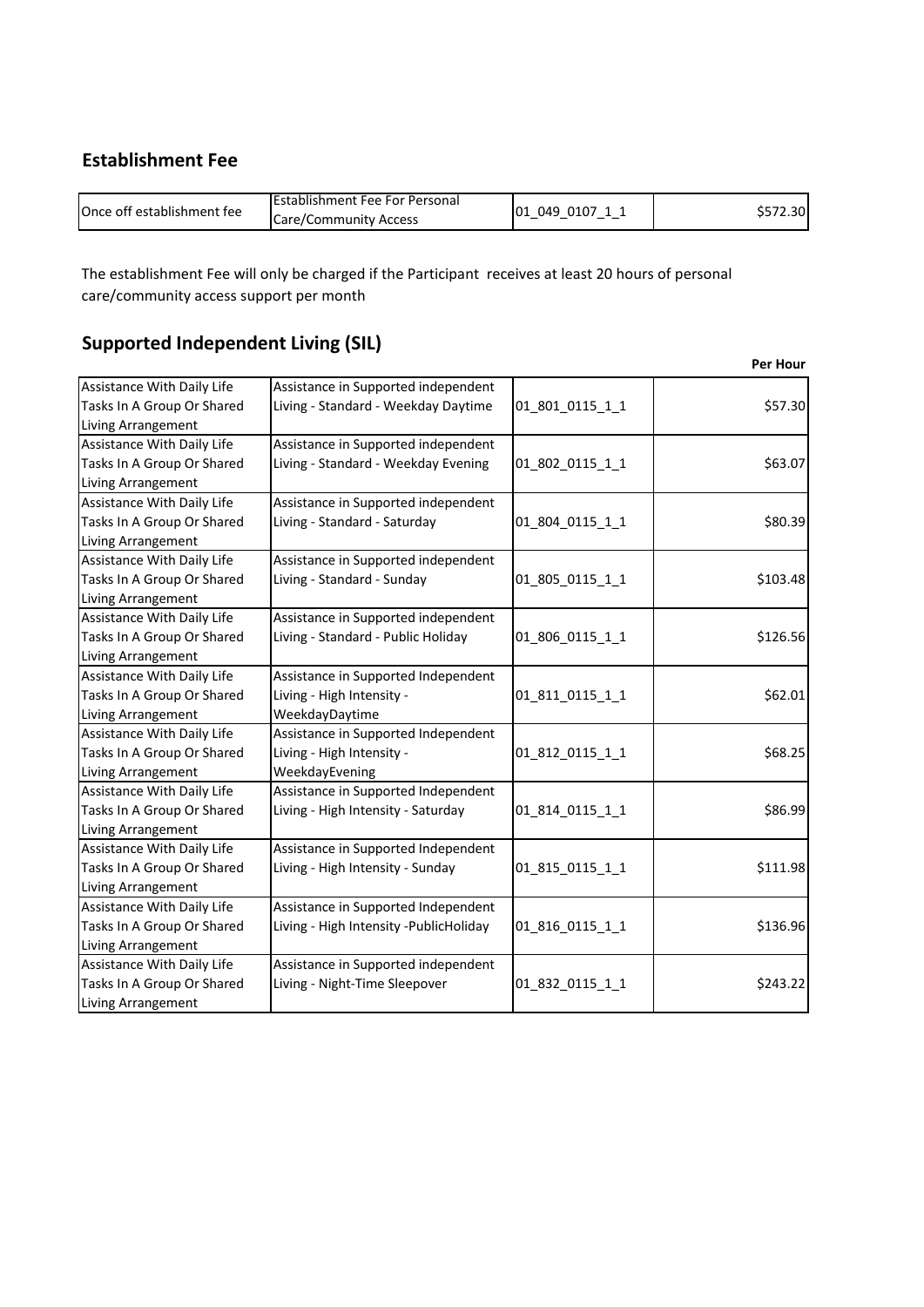## Establishment Fee

| | | | |
|---|---|---|---|
| Once off establishment fee | Establishment Fee For Personal Care/Community Access | 01_049_0107_1_1 | $572.30 |

The establishment Fee will only be charged if the Participant receives at least 20 hours of personal care/community access support per month

## Supported Independent Living (SIL)

| | | | Per Hour |
|---|---|---|---|
| Assistance With Daily Life Tasks In A Group Or Shared Living Arrangement | Assistance in Supported independent Living - Standard - Weekday Daytime | 01_801_0115_1_1 | $57.30 |
| Assistance With Daily Life Tasks In A Group Or Shared Living Arrangement | Assistance in Supported independent Living - Standard - Weekday Evening | 01_802_0115_1_1 | $63.07 |
| Assistance With Daily Life Tasks In A Group Or Shared Living Arrangement | Assistance in Supported independent Living - Standard - Saturday | 01_804_0115_1_1 | $80.39 |
| Assistance With Daily Life Tasks In A Group Or Shared Living Arrangement | Assistance in Supported independent Living - Standard - Sunday | 01_805_0115_1_1 | $103.48 |
| Assistance With Daily Life Tasks In A Group Or Shared Living Arrangement | Assistance in Supported independent Living - Standard - Public Holiday | 01_806_0115_1_1 | $126.56 |
| Assistance With Daily Life Tasks In A Group Or Shared Living Arrangement | Assistance in Supported Independent Living - High Intensity - WeekdayDaytime | 01_811_0115_1_1 | $62.01 |
| Assistance With Daily Life Tasks In A Group Or Shared Living Arrangement | Assistance in Supported Independent Living - High Intensity - WeekdayEvening | 01_812_0115_1_1 | $68.25 |
| Assistance With Daily Life Tasks In A Group Or Shared Living Arrangement | Assistance in Supported Independent Living - High Intensity - Saturday | 01_814_0115_1_1 | $86.99 |
| Assistance With Daily Life Tasks In A Group Or Shared Living Arrangement | Assistance in Supported Independent Living - High Intensity - Sunday | 01_815_0115_1_1 | $111.98 |
| Assistance With Daily Life Tasks In A Group Or Shared Living Arrangement | Assistance in Supported Independent Living - High Intensity -PublicHoliday | 01_816_0115_1_1 | $136.96 |
| Assistance With Daily Life Tasks In A Group Or Shared Living Arrangement | Assistance in Supported independent Living - Night-Time Sleepover | 01_832_0115_1_1 | $243.22 |